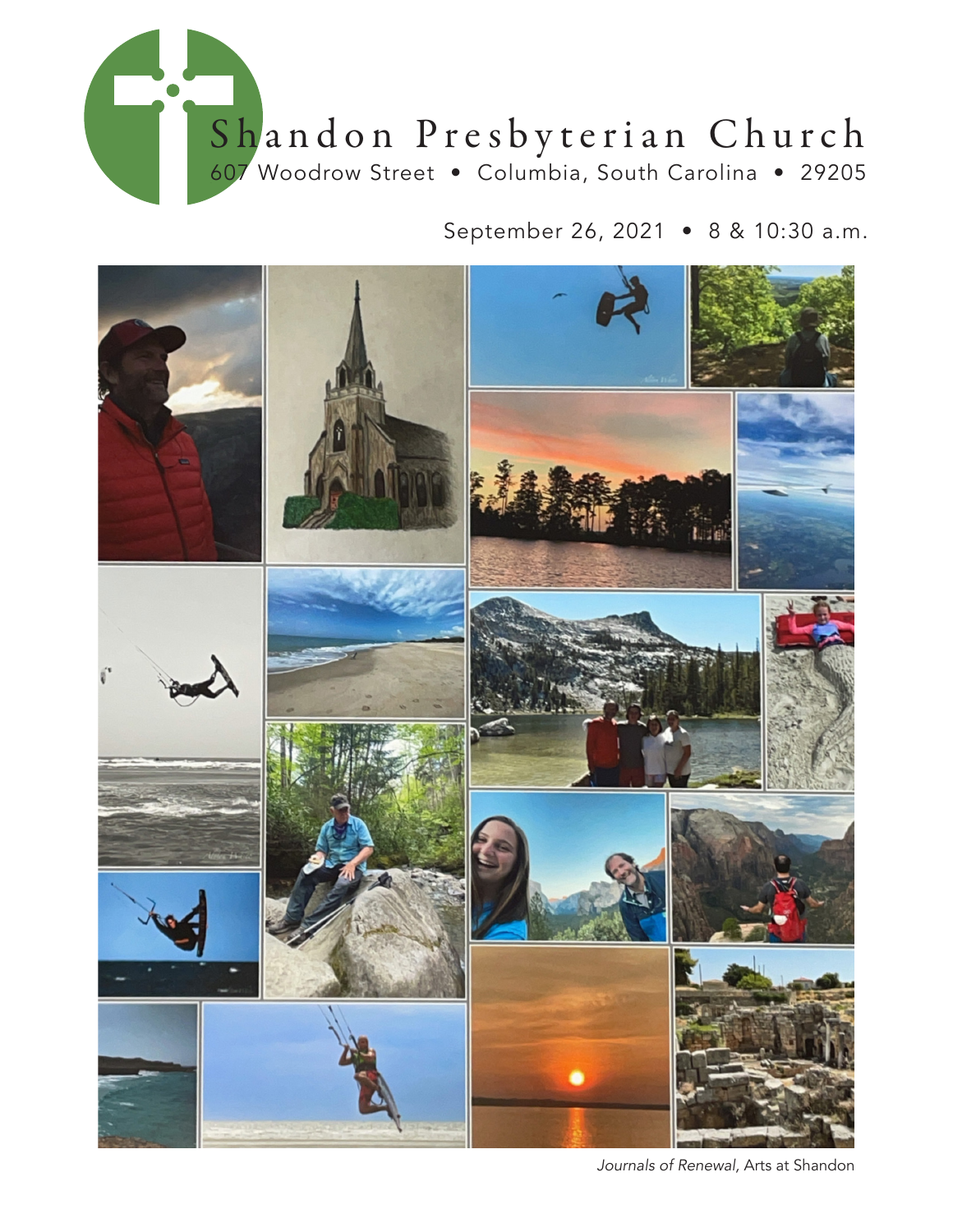# Shandon Presbyterian Church

607 Woodrow Street • Columbia, South Carolina • 29205

September 26, 2021 • 8 & 10:30 a.m.

*Journals of Renewal,* Arts at Shandon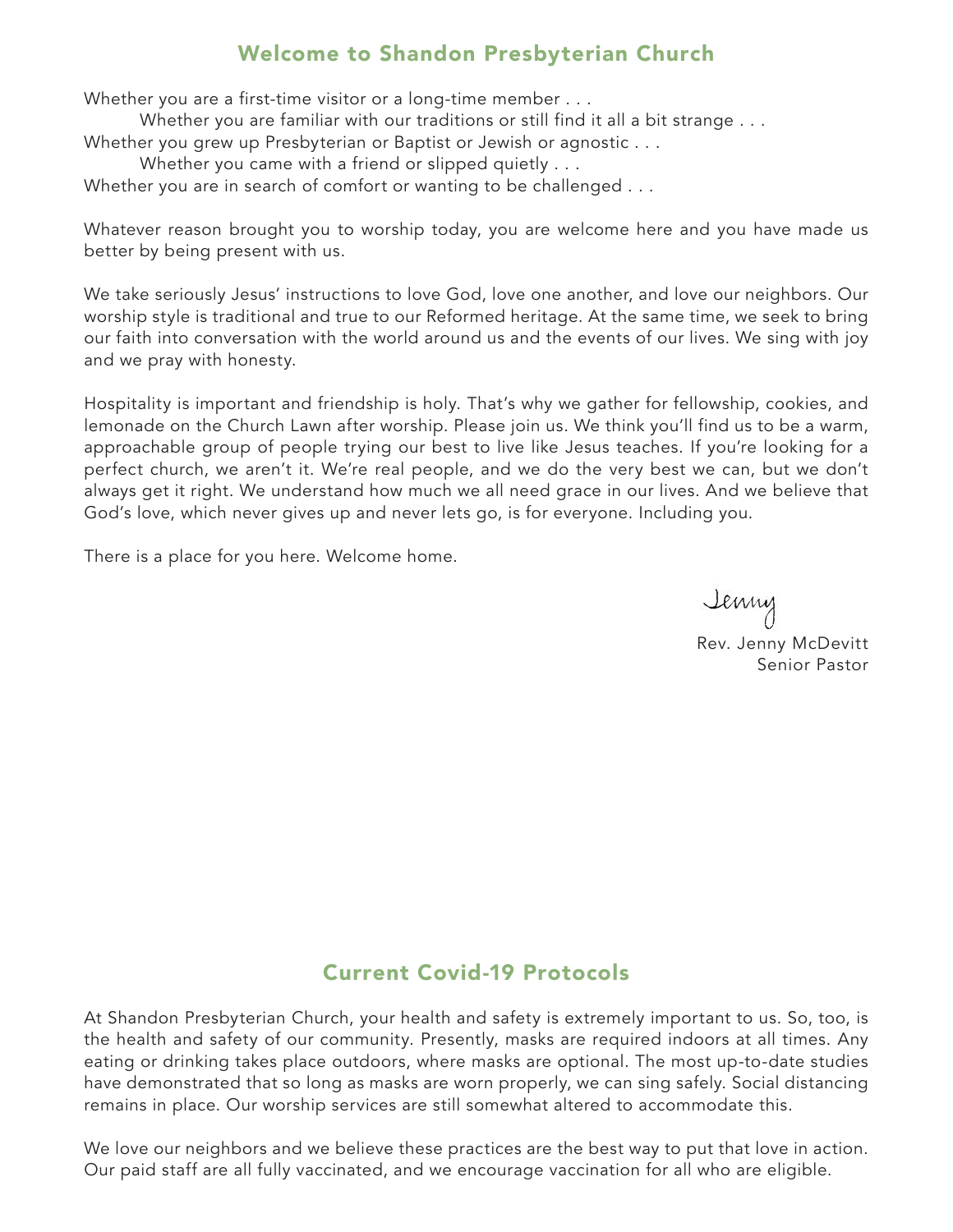## Welcome to Shandon Presbyterian Church

Whether you are a first-time visitor or a long-time member . . .
Whether you are familiar with our traditions or still find it all a bit strange . . .
Whether you grew up Presbyterian or Baptist or Jewish or agnostic . . .
Whether you came with a friend or slipped quietly . . .
Whether you are in search of comfort or wanting to be challenged . . .

Whatever reason brought you to worship today, you are welcome here and you have made us better by being present with us.

We take seriously Jesus' instructions to love God, love one another, and love our neighbors. Our worship style is traditional and true to our Reformed heritage. At the same time, we seek to bring our faith into conversation with the world around us and the events of our lives. We sing with joy and we pray with honesty.

Hospitality is important and friendship is holy. That's why we gather for fellowship, cookies, and lemonade on the Church Lawn after worship. Please join us. We think you'll find us to be a warm, approachable group of people trying our best to live like Jesus teaches. If you're looking for a perfect church, we aren't it. We're real people, and we do the very best we can, but we don't always get it right. We understand how much we all need grace in our lives. And we believe that God's love, which never gives up and never lets go, is for everyone. Including you.

There is a place for you here. Welcome home.

Jenny
Rev. Jenny McDevitt
Senior Pastor

## Current Covid-19 Protocols

At Shandon Presbyterian Church, your health and safety is extremely important to us. So, too, is the health and safety of our community. Presently, masks are required indoors at all times. Any eating or drinking takes place outdoors, where masks are optional. The most up-to-date studies have demonstrated that so long as masks are worn properly, we can sing safely. Social distancing remains in place. Our worship services are still somewhat altered to accommodate this.

We love our neighbors and we believe these practices are the best way to put that love in action. Our paid staff are all fully vaccinated, and we encourage vaccination for all who are eligible.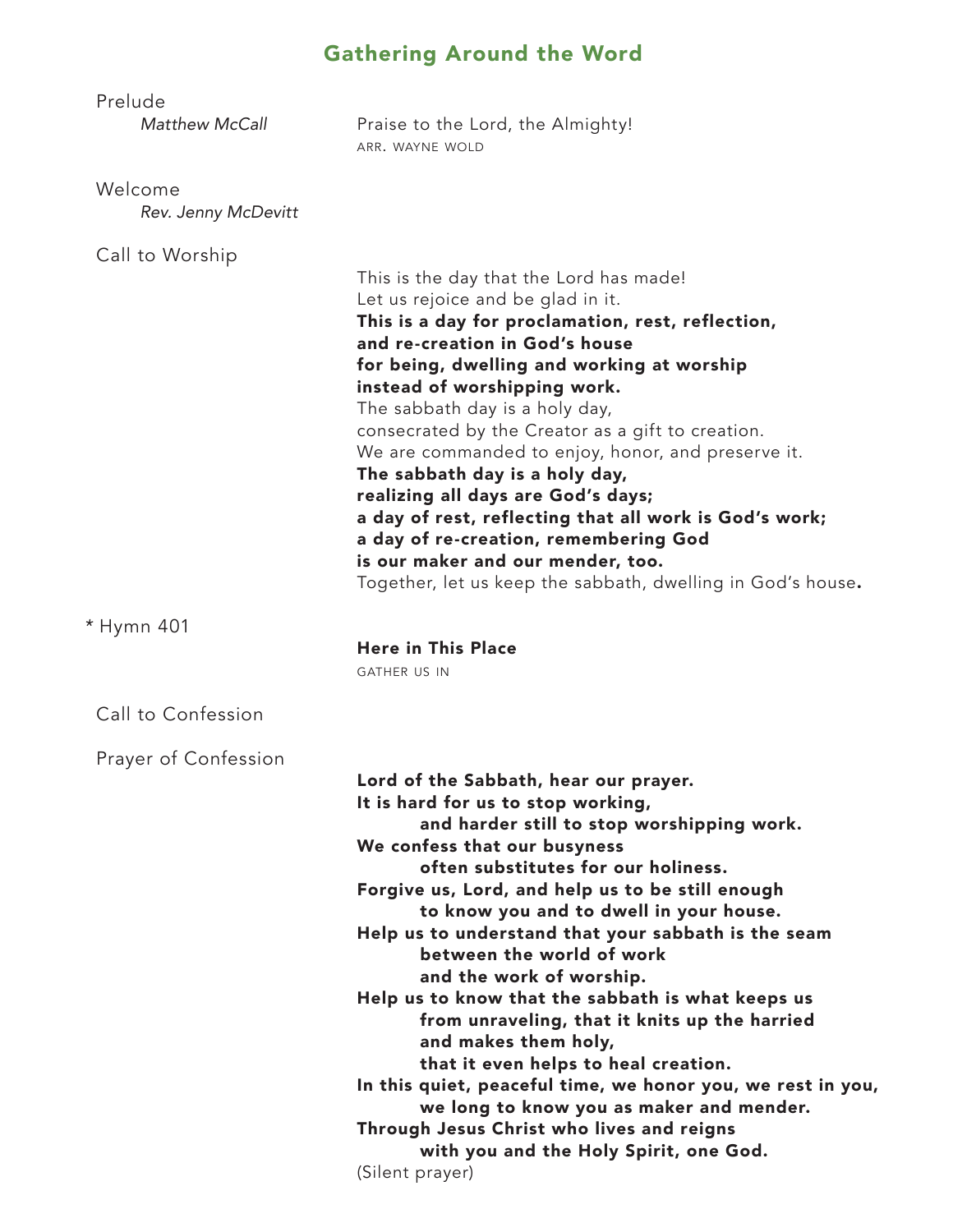## Gathering Around the Word

Prelude
*Matthew McCall*

Praise to the Lord, the Almighty!
ARR. WAYNE WOLD

Welcome
*Rev. Jenny McDevitt*

Call to Worship

This is the day that the Lord has made!
Let us rejoice and be glad in it.
**This is a day for proclamation, rest, reflection,**
**and re-creation in God's house**
**for being, dwelling and working at worship**
**instead of worshipping work.**
The sabbath day is a holy day,
consecrated by the Creator as a gift to creation.
We are commanded to enjoy, honor, and preserve it.
**The sabbath day is a holy day,**
**realizing all days are God's days;**
**a day of rest, reflecting that all work is God's work;**
**a day of re-creation, remembering God**
**is our maker and our mender, too.**
Together, let us keep the sabbath, dwelling in God's house.

\* Hymn 401

**Here in This Place**
GATHER US IN

Call to Confession

Prayer of Confession

**Lord of the Sabbath, hear our prayer.**
**It is hard for us to stop working,**
**and harder still to stop worshipping work.**
**We confess that our busyness**
**often substitutes for our holiness.**
**Forgive us, Lord, and help us to be still enough**
**to know you and to dwell in your house.**
**Help us to understand that your sabbath is the seam**
**between the world of work**
**and the work of worship.**
**Help us to know that the sabbath is what keeps us**
**from unraveling, that it knits up the harried**
**and makes them holy,**
**that it even helps to heal creation.**
**In this quiet, peaceful time, we honor you, we rest in you,**
**we long to know you as maker and mender.**
**Through Jesus Christ who lives and reigns**
**with you and the Holy Spirit, one God.**
(Silent prayer)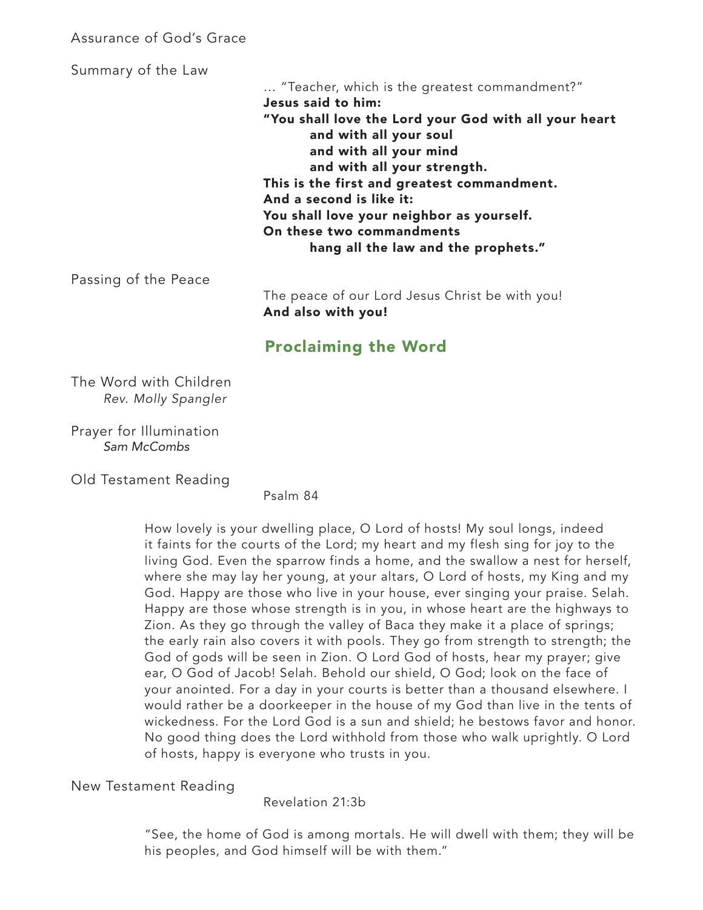Assurance of God's Grace

Summary of the Law

… "Teacher, which is the greatest commandment?"
**Jesus said to him:**
**"You shall love the Lord your God with all your heart**
**and with all your soul**
**and with all your mind**
**and with all your strength.**
**This is the first and greatest commandment.**
**And a second is like it:**
**You shall love your neighbor as yourself.**
**On these two commandments**
**hang all the law and the prophets."**

Passing of the Peace

The peace of our Lord Jesus Christ be with you!
**And also with you!**

## Proclaiming the Word

The Word with Children
*Rev. Molly Spangler*

Prayer for Illumination
*Sam McCombs*

Old Testament Reading

Psalm 84

How lovely is your dwelling place, O Lord of hosts! My soul longs, indeed it faints for the courts of the Lord; my heart and my flesh sing for joy to the living God. Even the sparrow finds a home, and the swallow a nest for herself, where she may lay her young, at your altars, O Lord of hosts, my King and my God. Happy are those who live in your house, ever singing your praise. Selah. Happy are those whose strength is in you, in whose heart are the highways to Zion. As they go through the valley of Baca they make it a place of springs; the early rain also covers it with pools. They go from strength to strength; the God of gods will be seen in Zion. O Lord God of hosts, hear my prayer; give ear, O God of Jacob! Selah. Behold our shield, O God; look on the face of your anointed. For a day in your courts is better than a thousand elsewhere. I would rather be a doorkeeper in the house of my God than live in the tents of wickedness. For the Lord God is a sun and shield; he bestows favor and honor. No good thing does the Lord withhold from those who walk uprightly. O Lord of hosts, happy is everyone who trusts in you.

New Testament Reading

Revelation 21:3b

"See, the home of God is among mortals. He will dwell with them; they will be his peoples, and God himself will be with them."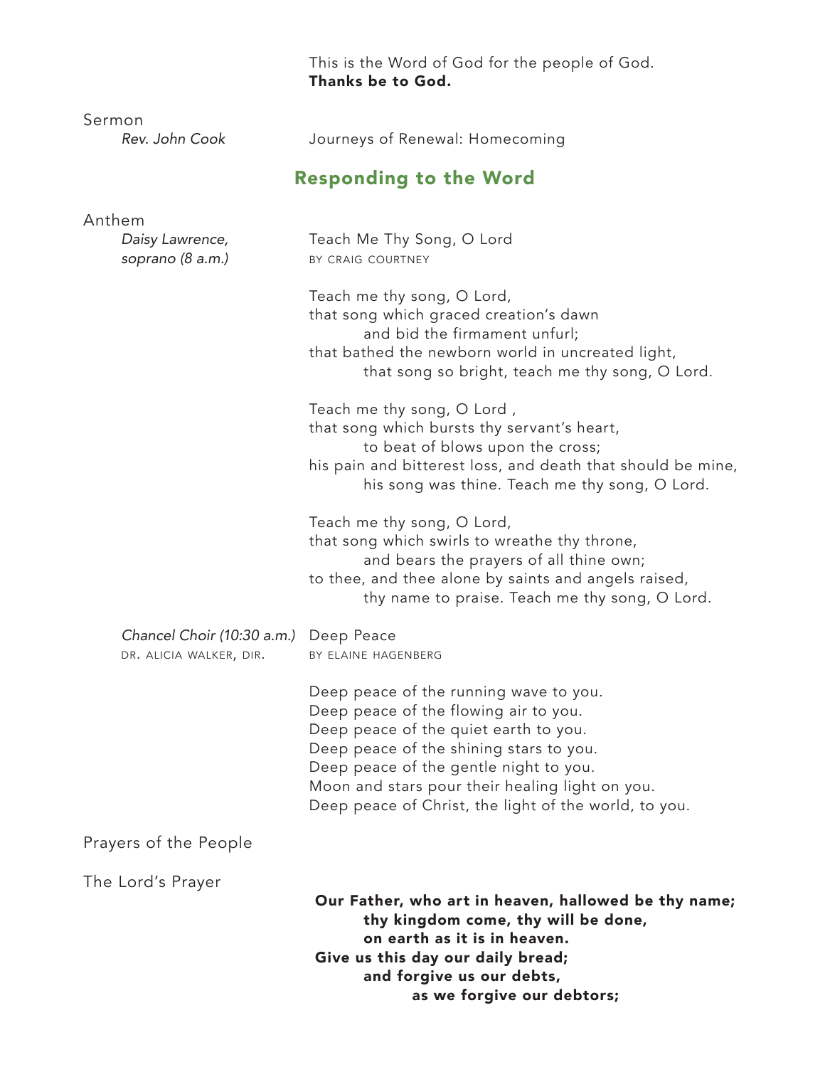This is the Word of God for the people of God.
**Thanks be to God.**

Sermon
*Rev. John Cook* — Journeys of Renewal: Homecoming

## Responding to the Word

Anthem

*Daisy Lawrence, soprano (8 a.m.)*

Teach Me Thy Song, O Lord
BY CRAIG COURTNEY

Teach me thy song, O Lord,
that song which graced creation's dawn
and bid the firmament unfurl;
that bathed the newborn world in uncreated light,
that song so bright, teach me thy song, O Lord.

Teach me thy song, O Lord ,
that song which bursts thy servant's heart,
to beat of blows upon the cross;
his pain and bitterest loss, and death that should be mine,
his song was thine. Teach me thy song, O Lord.

Teach me thy song, O Lord,
that song which swirls to wreathe thy throne,
and bears the prayers of all thine own;
to thee, and thee alone by saints and angels raised,
thy name to praise. Teach me thy song, O Lord.

*Chancel Choir (10:30 a.m.)*
DR. ALICIA WALKER, DIR.

Deep Peace
BY ELAINE HAGENBERG

Deep peace of the running wave to you.
Deep peace of the flowing air to you.
Deep peace of the quiet earth to you.
Deep peace of the shining stars to you.
Deep peace of the gentle night to you.
Moon and stars pour their healing light on you.
Deep peace of Christ, the light of the world, to you.

Prayers of the People

The Lord's Prayer

**Our Father, who art in heaven, hallowed be thy name;**
**thy kingdom come, thy will be done,**
**on earth as it is in heaven.**
**Give us this day our daily bread;**
**and forgive us our debts,**
**as we forgive our debtors;**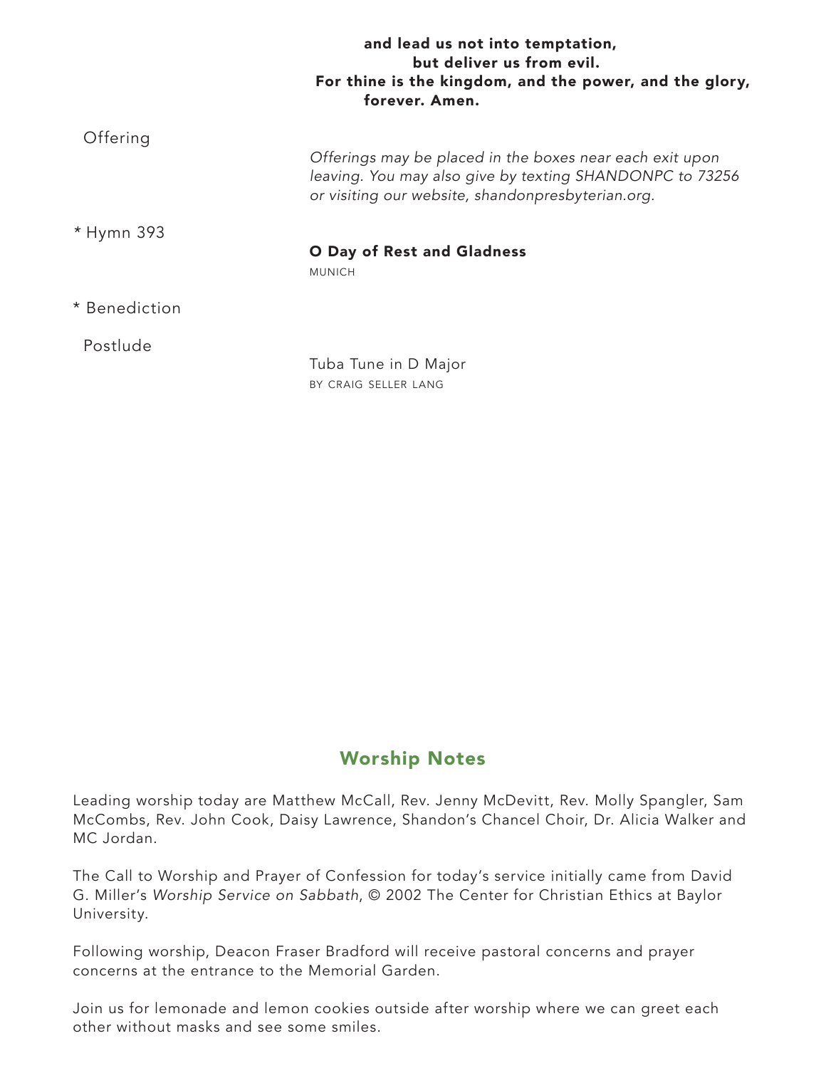**and lead us not into temptation,**
**but deliver us from evil.**
**For thine is the kingdom, and the power, and the glory,**
**forever. Amen.**

Offering

*Offerings may be placed in the boxes near each exit upon leaving. You may also give by texting SHANDONPC to 73256 or visiting our website, shandonpresbyterian.org.*

\* Hymn 393

**O Day of Rest and Gladness**
MUNICH

\* Benediction

Postlude

Tuba Tune in D Major
BY CRAIG SELLER LANG

## Worship Notes

Leading worship today are Matthew McCall, Rev. Jenny McDevitt, Rev. Molly Spangler, Sam McCombs, Rev. John Cook, Daisy Lawrence, Shandon's Chancel Choir, Dr. Alicia Walker and MC Jordan.

The Call to Worship and Prayer of Confession for today's service initially came from David G. Miller's *Worship Service on Sabbath*, © 2002 The Center for Christian Ethics at Baylor University.

Following worship, Deacon Fraser Bradford will receive pastoral concerns and prayer concerns at the entrance to the Memorial Garden.

Join us for lemonade and lemon cookies outside after worship where we can greet each other without masks and see some smiles.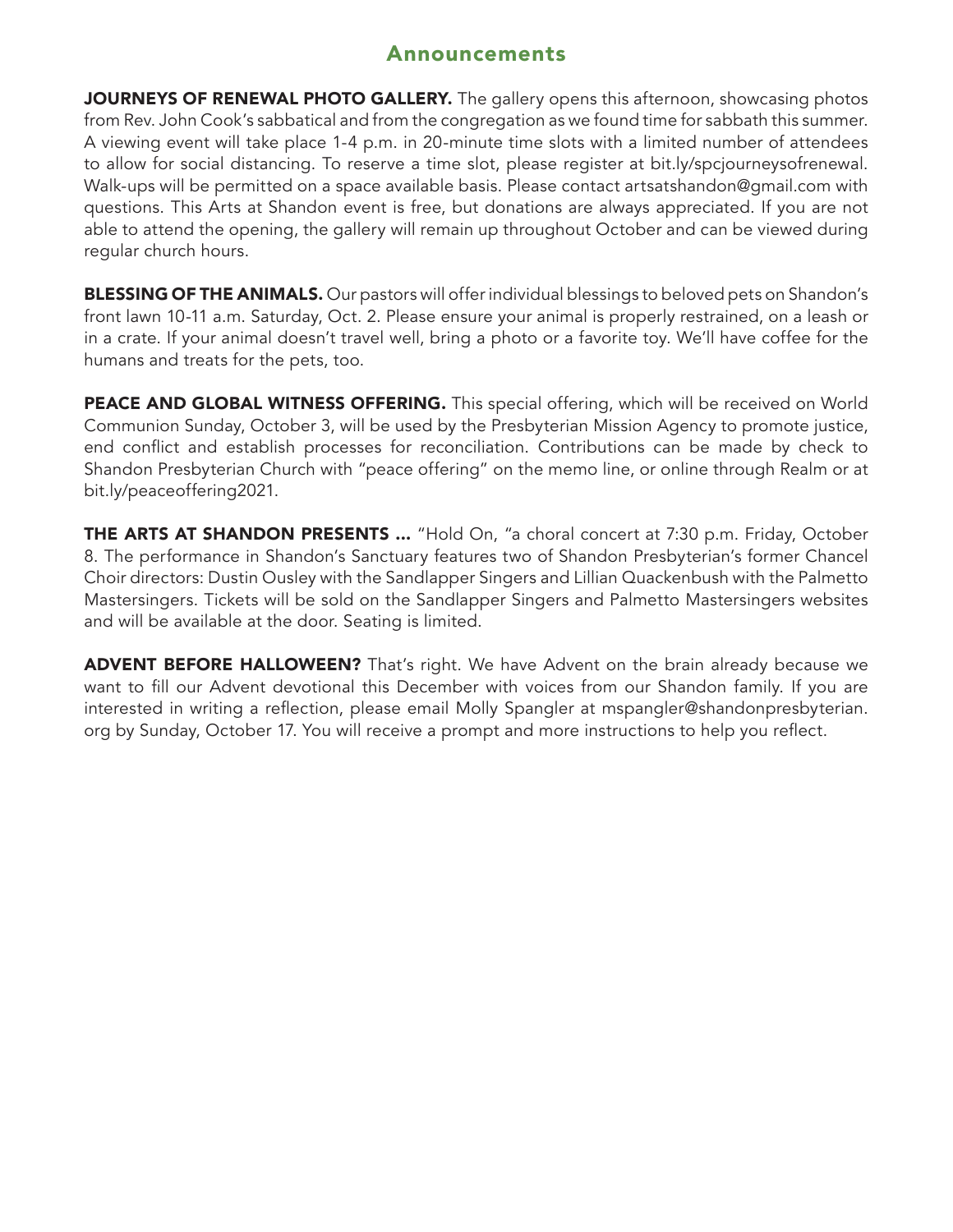## Announcements

**JOURNEYS OF RENEWAL PHOTO GALLERY.** The gallery opens this afternoon, showcasing photos from Rev. John Cook's sabbatical and from the congregation as we found time for sabbath this summer. A viewing event will take place 1-4 p.m. in 20-minute time slots with a limited number of attendees to allow for social distancing. To reserve a time slot, please register at bit.ly/spcjourneysofrenewal. Walk-ups will be permitted on a space available basis. Please contact artsatshandon@gmail.com with questions. This Arts at Shandon event is free, but donations are always appreciated. If you are not able to attend the opening, the gallery will remain up throughout October and can be viewed during regular church hours.

**BLESSING OF THE ANIMALS.** Our pastors will offer individual blessings to beloved pets on Shandon's front lawn 10-11 a.m. Saturday, Oct. 2. Please ensure your animal is properly restrained, on a leash or in a crate. If your animal doesn't travel well, bring a photo or a favorite toy. We'll have coffee for the humans and treats for the pets, too.

**PEACE AND GLOBAL WITNESS OFFERING.** This special offering, which will be received on World Communion Sunday, October 3, will be used by the Presbyterian Mission Agency to promote justice, end conflict and establish processes for reconciliation. Contributions can be made by check to Shandon Presbyterian Church with "peace offering" on the memo line, or online through Realm or at bit.ly/peaceoffering2021.

**THE ARTS AT SHANDON PRESENTS ...** "Hold On, "a choral concert at 7:30 p.m. Friday, October 8. The performance in Shandon's Sanctuary features two of Shandon Presbyterian's former Chancel Choir directors: Dustin Ousley with the Sandlapper Singers and Lillian Quackenbush with the Palmetto Mastersingers. Tickets will be sold on the Sandlapper Singers and Palmetto Mastersingers websites and will be available at the door. Seating is limited.

**ADVENT BEFORE HALLOWEEN?** That's right. We have Advent on the brain already because we want to fill our Advent devotional this December with voices from our Shandon family. If you are interested in writing a reflection, please email Molly Spangler at mspangler@shandonpresbyterian.org by Sunday, October 17. You will receive a prompt and more instructions to help you reflect.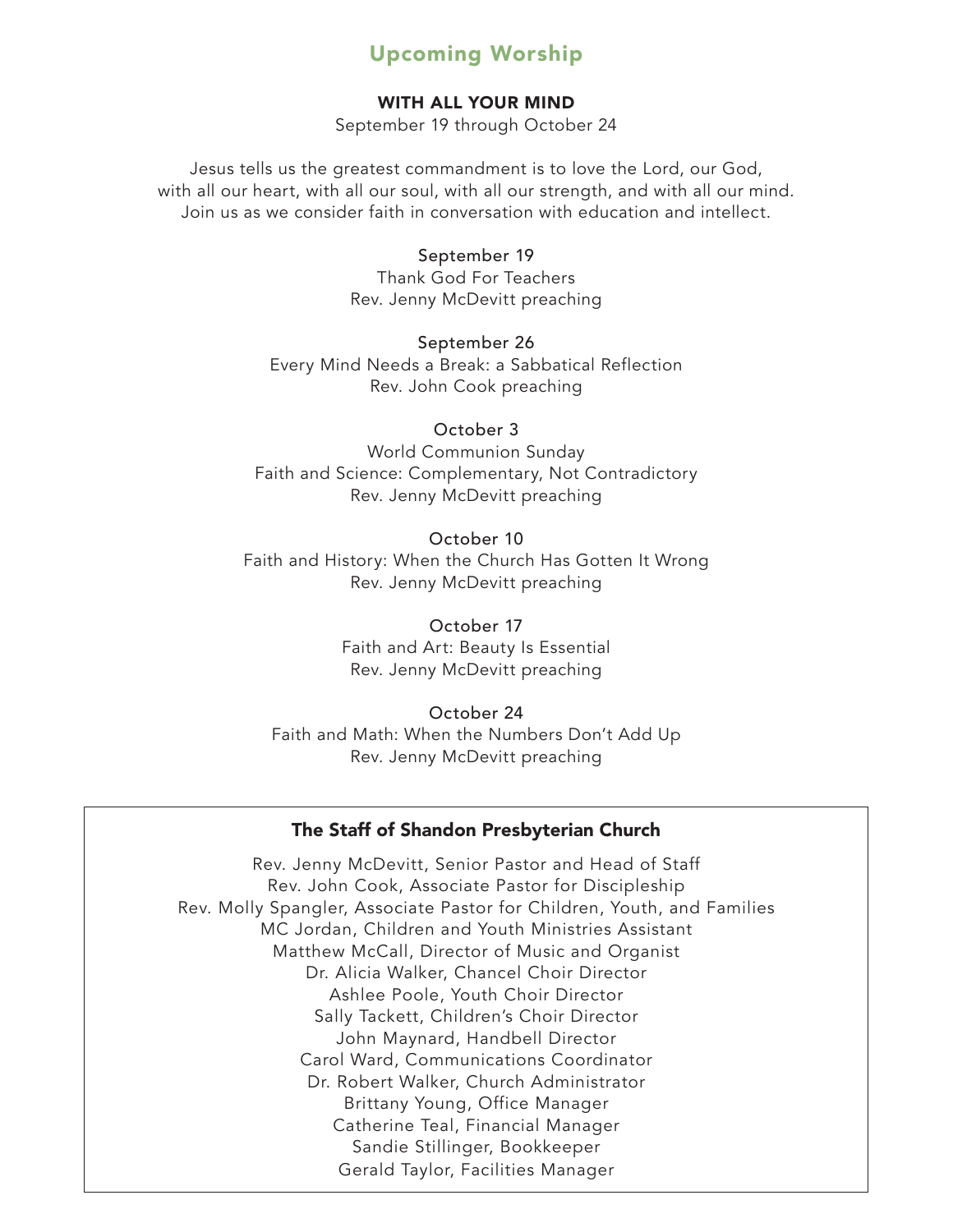## Upcoming Worship

**WITH ALL YOUR MIND**

September 19 through October 24

Jesus tells us the greatest commandment is to love the Lord, our God, with all our heart, with all our soul, with all our strength, and with all our mind. Join us as we consider faith in conversation with education and intellect.

September 19
Thank God For Teachers
Rev. Jenny McDevitt preaching

September 26
Every Mind Needs a Break: a Sabbatical Reflection
Rev. John Cook preaching

October 3
World Communion Sunday
Faith and Science: Complementary, Not Contradictory
Rev. Jenny McDevitt preaching

October 10
Faith and History: When the Church Has Gotten It Wrong
Rev. Jenny McDevitt preaching

October 17
Faith and Art: Beauty Is Essential
Rev. Jenny McDevitt preaching

October 24
Faith and Math: When the Numbers Don't Add Up
Rev. Jenny McDevitt preaching

### The Staff of Shandon Presbyterian Church

Rev. Jenny McDevitt, Senior Pastor and Head of Staff
Rev. John Cook, Associate Pastor for Discipleship
Rev. Molly Spangler, Associate Pastor for Children, Youth, and Families
MC Jordan, Children and Youth Ministries Assistant
Matthew McCall, Director of Music and Organist
Dr. Alicia Walker, Chancel Choir Director
Ashlee Poole, Youth Choir Director
Sally Tackett, Children's Choir Director
John Maynard, Handbell Director
Carol Ward, Communications Coordinator
Dr. Robert Walker, Church Administrator
Brittany Young, Office Manager
Catherine Teal, Financial Manager
Sandie Stillinger, Bookkeeper
Gerald Taylor, Facilities Manager